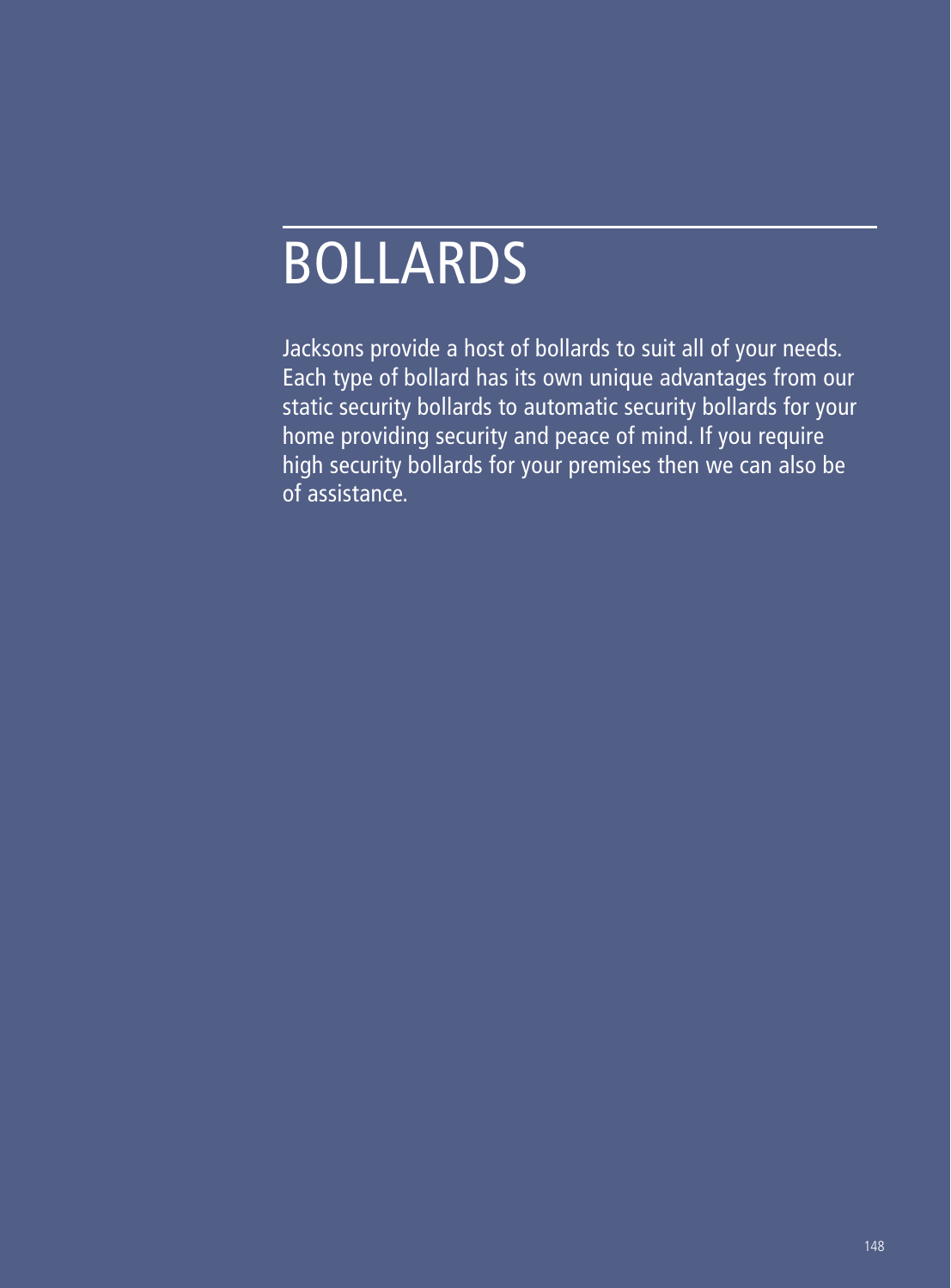# BOLLARDS

Jacksons provide a host of bollards to suit all of your needs. Each type of bollard has its own unique advantages from our static security bollards to automatic security bollards for your home providing security and peace of mind. If you require high security bollards for your premises then we can also be of assistance.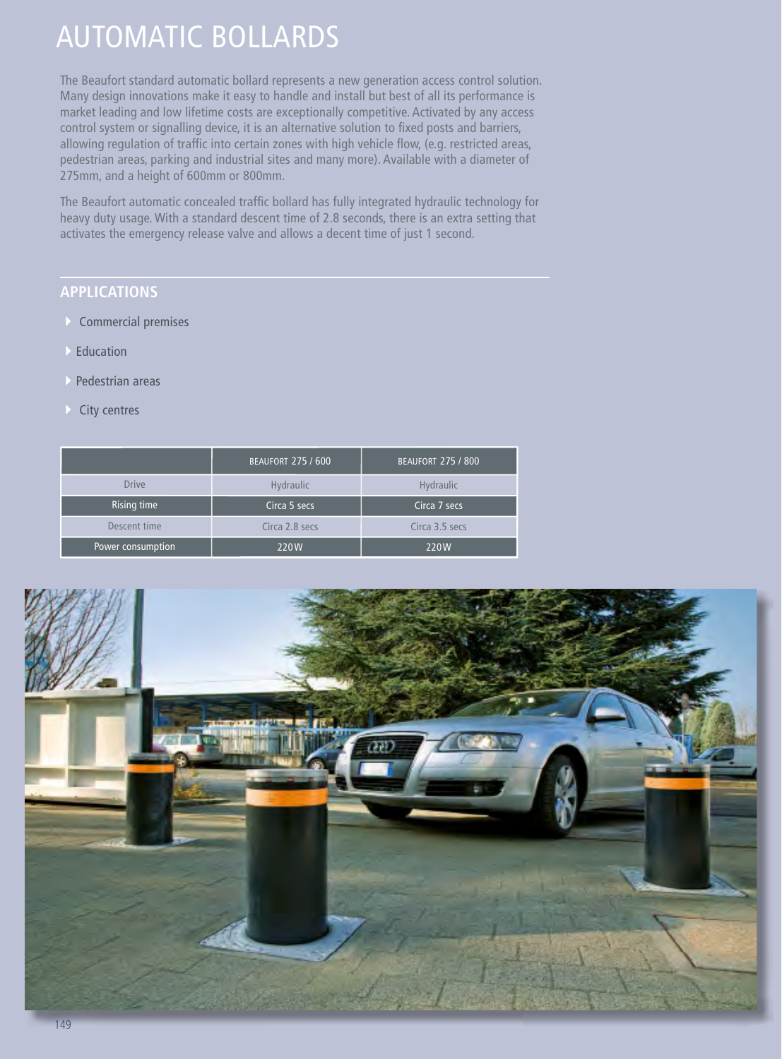# AUTOMATIC BOLLARDS

The Beaufort standard automatic bollard represents a new generation access control solution. Many design innovations make it easy to handle and install but best of all its performance is market leading and low lifetime costs are exceptionally competitive. Activated by any access control system or signalling device, it is an alternative solution to fixed posts and barriers, allowing regulation of traffic into certain zones with high vehicle flow, (e.g. restricted areas, pedestrian areas, parking and industrial sites and many more). Available with a diameter of 275mm, and a height of 600mm or 800mm.

The Beaufort automatic concealed traffic bollard has fully integrated hydraulic technology for heavy duty usage. With a standard descent time of 2.8 seconds, there is an extra setting that activates the emergency release valve and allows a decent time of just 1 second.

## APPLICATIONS

- Commercial premises
- Education
- Pedestrian areas
- City centres

| | BEAUFORT 275 / 600 | BEAUFORT 275 / 800 |
|---|---|---|
| Drive | Hydraulic | Hydraulic |
| Rising time | Circa 5 secs | Circa 7 secs |
| Descent time | Circa 2.8 secs | Circa 3.5 secs |
| Power consumption | 220W | 220W |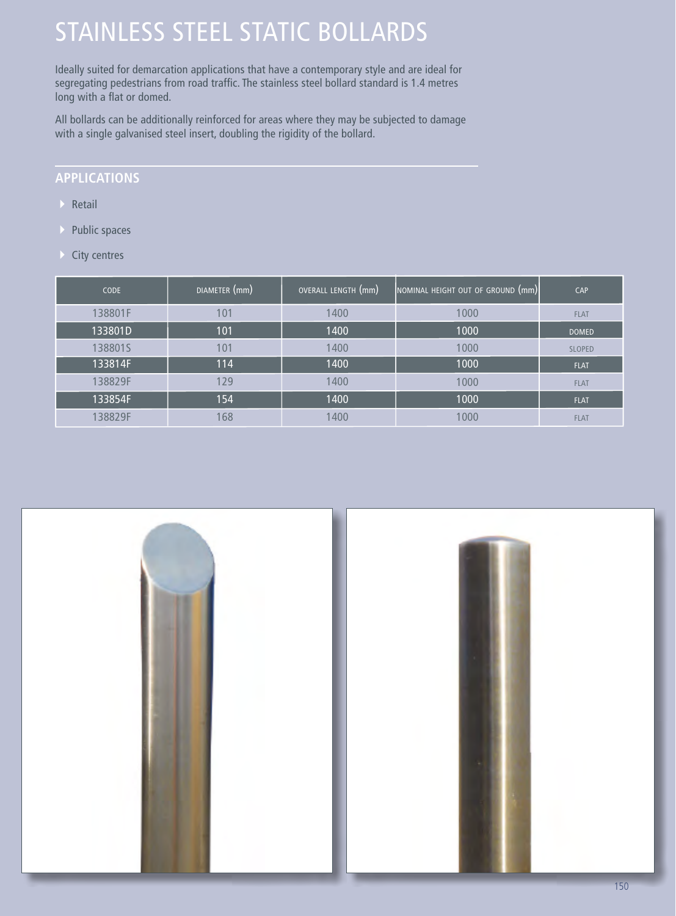# STAINLESS STEEL STATIC BOLLARDS

Ideally suited for demarcation applications that have a contemporary style and are ideal for segregating pedestrians from road traffic. The stainless steel bollard standard is 1.4 metres long with a flat or domed.

All bollards can be additionally reinforced for areas where they may be subjected to damage with a single galvanised steel insert, doubling the rigidity of the bollard.

## APPLICATIONS

- Retail
- Public spaces
- City centres

| CODE | DIAMETER (mm) | OVERALL LENGTH (mm) | NOMINAL HEIGHT OUT OF GROUND (mm) | CAP |
|---|---|---|---|---|
| 138801F | 101 | 1400 | 1000 | FLAT |
| 133801D | 101 | 1400 | 1000 | DOMED |
| 138801S | 101 | 1400 | 1000 | SLOPED |
| 133814F | 114 | 1400 | 1000 | FLAT |
| 138829F | 129 | 1400 | 1000 | FLAT |
| 133854F | 154 | 1400 | 1000 | FLAT |
| 138829F | 168 | 1400 | 1000 | FLAT |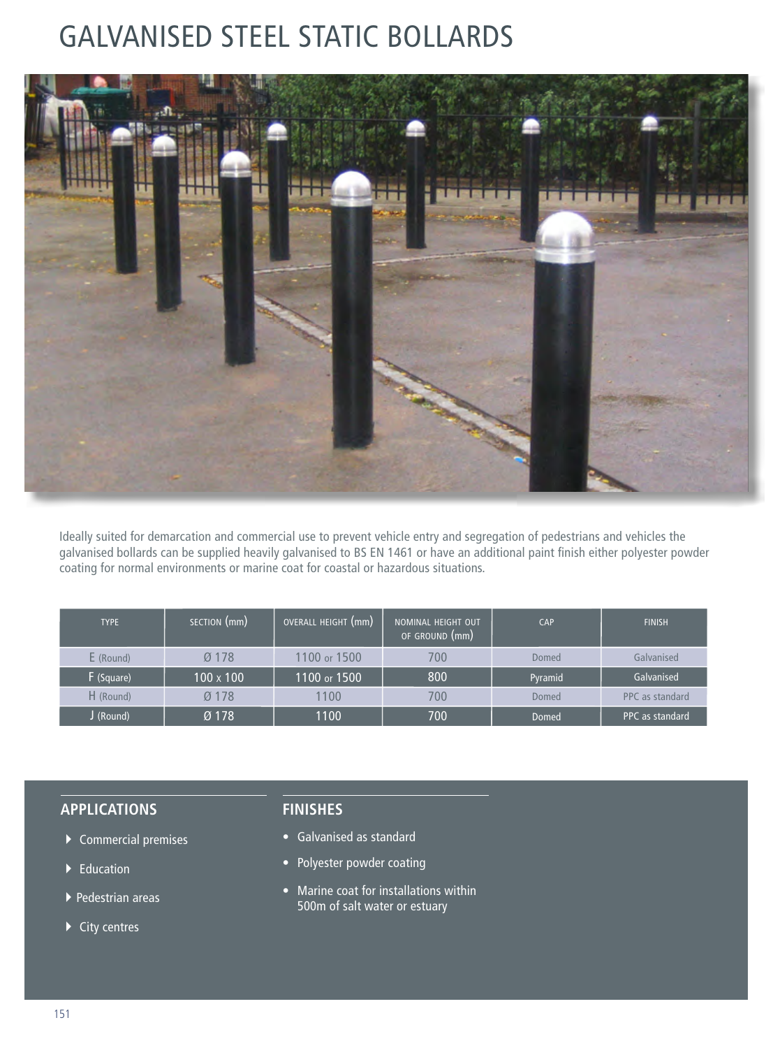# GALVANISED STEEL STATIC BOLLARDS

Ideally suited for demarcation and commercial use to prevent vehicle entry and segregation of pedestrians and vehicles the galvanised bollards can be supplied heavily galvanised to BS EN 1461 or have an additional paint finish either polyester powder coating for normal environments or marine coat for coastal or hazardous situations.

| TYPE | SECTION (mm) | OVERALL HEIGHT (mm) | NOMINAL HEIGHT OUT OF GROUND (mm) | CAP | FINISH |
|---|---|---|---|---|---|
| E (Round) | Ø 178 | 1100 or 1500 | 700 | Domed | Galvanised |
| F (Square) | 100 x 100 | 1100 or 1500 | 800 | Pyramid | Galvanised |
| H (Round) | Ø 178 | 1100 | 700 | Domed | PPC as standard |
| J (Round) | Ø 178 | 1100 | 700 | Domed | PPC as standard |

## APPLICATIONS

- Commercial premises
- Education
- Pedestrian areas
- City centres

## FINISHES

- Galvanised as standard
- Polyester powder coating
- Marine coat for installations within 500m of salt water or estuary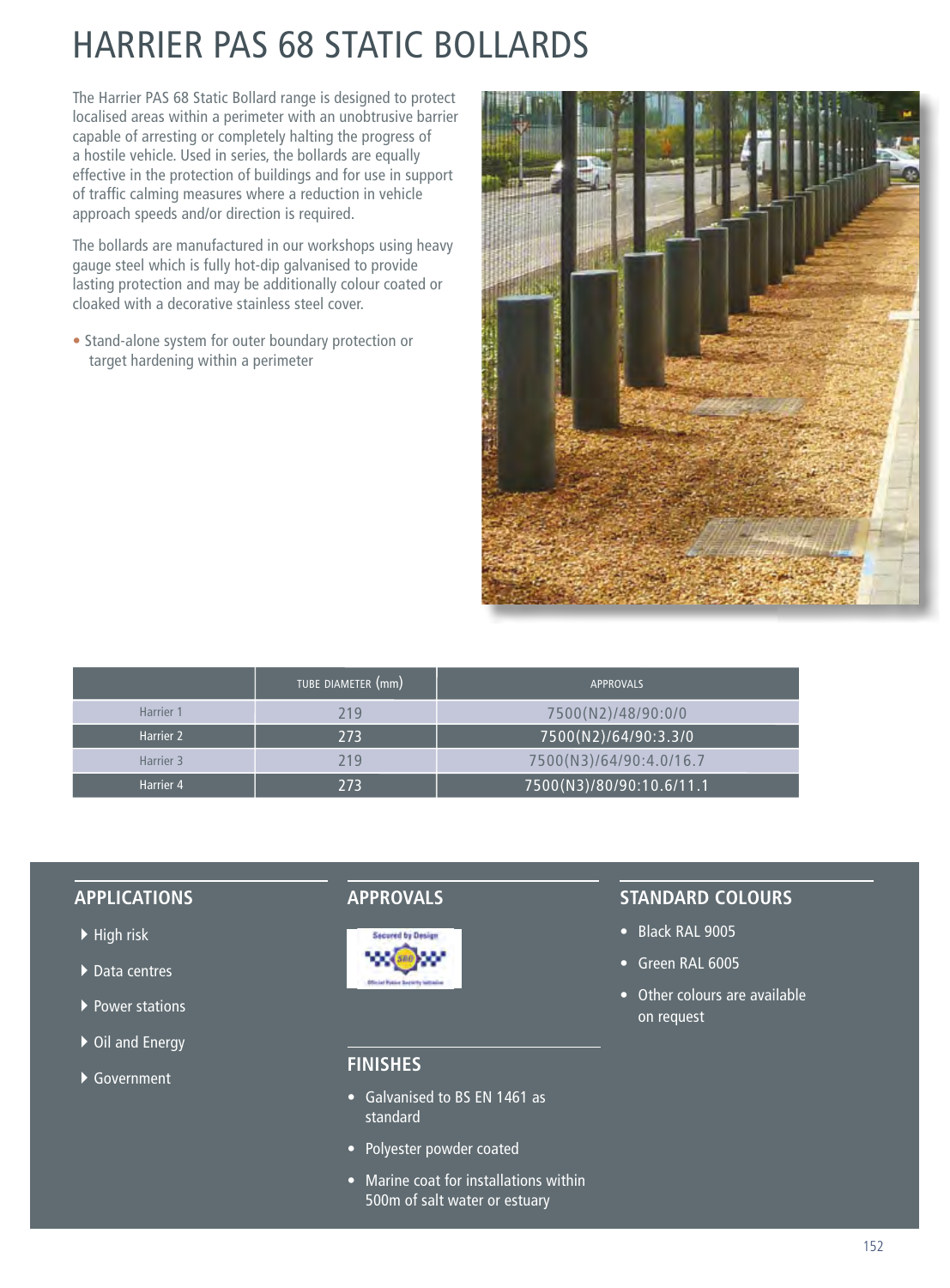# HARRIER PAS 68 STATIC BOLLARDS

The Harrier PAS 68 Static Bollard range is designed to protect localised areas within a perimeter with an unobtrusive barrier capable of arresting or completely halting the progress of a hostile vehicle. Used in series, the bollards are equally effective in the protection of buildings and for use in support of traffic calming measures where a reduction in vehicle approach speeds and/or direction is required.

The bollards are manufactured in our workshops using heavy gauge steel which is fully hot-dip galvanised to provide lasting protection and may be additionally colour coated or cloaked with a decorative stainless steel cover.

- Stand-alone system for outer boundary protection or target hardening within a perimeter

| | TUBE DIAMETER (mm) | APPROVALS |
|---|---|---|
| Harrier 1 | 219 | 7500(N2)/48/90:0/0 |
| Harrier 2 | 273 | 7500(N2)/64/90:3.3/0 |
| Harrier 3 | 219 | 7500(N3)/64/90:4.0/16.7 |
| Harrier 4 | 273 | 7500(N3)/80/90:10.6/11.1 |

## APPLICATIONS

- High risk
- Data centres
- Power stations
- Oil and Energy
- Government

## APPROVALS

Secured by Design

## FINISHES

- Galvanised to BS EN 1461 as standard
- Polyester powder coated
- Marine coat for installations within 500m of salt water or estuary

## STANDARD COLOURS

- Black RAL 9005
- Green RAL 6005
- Other colours are available on request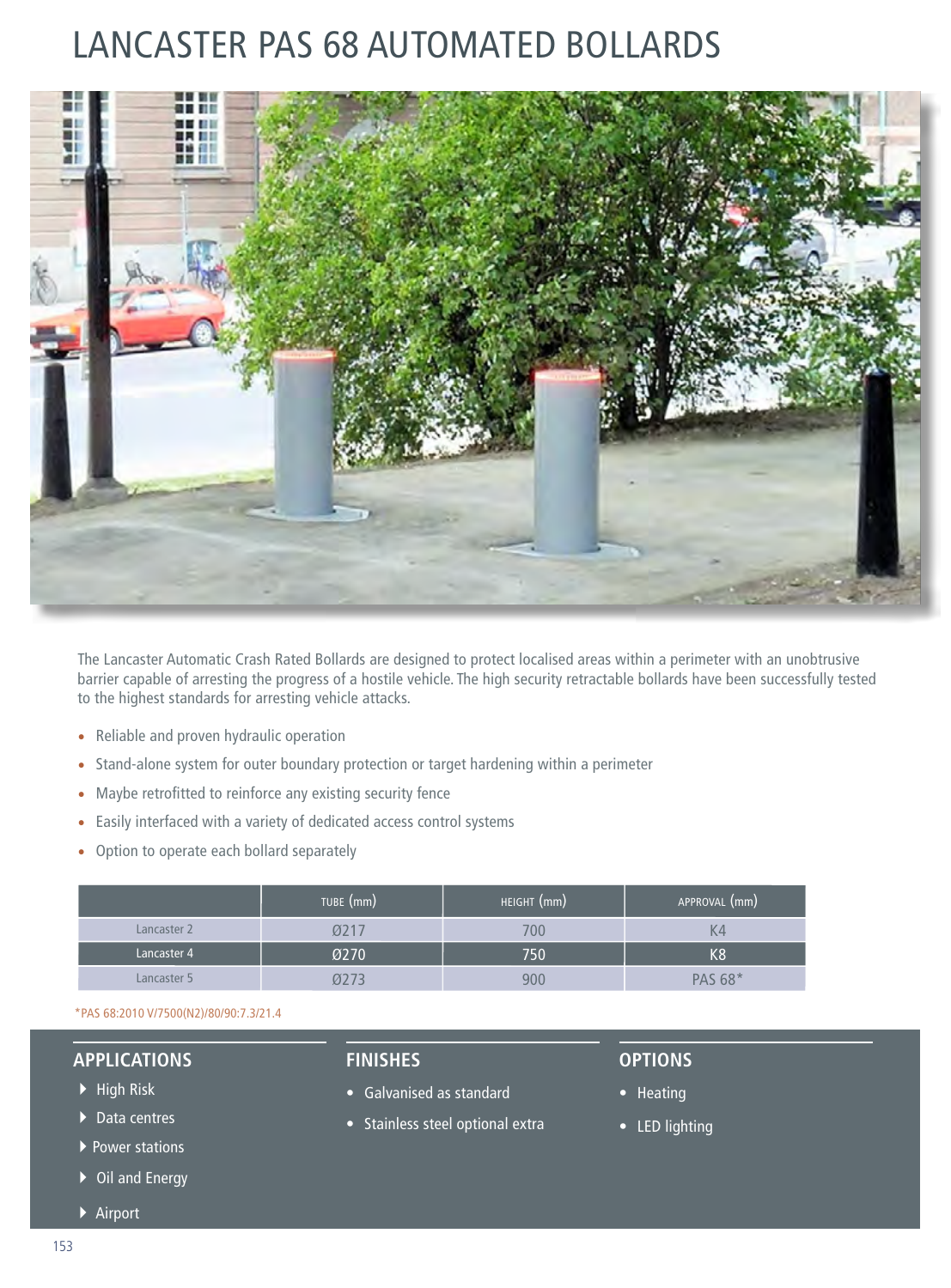# LANCASTER PAS 68 AUTOMATED BOLLARDS

The Lancaster Automatic Crash Rated Bollards are designed to protect localised areas within a perimeter with an unobtrusive barrier capable of arresting the progress of a hostile vehicle. The high security retractable bollards have been successfully tested to the highest standards for arresting vehicle attacks.

- Reliable and proven hydraulic operation
- Stand-alone system for outer boundary protection or target hardening within a perimeter
- Maybe retrofitted to reinforce any existing security fence
- Easily interfaced with a variety of dedicated access control systems
- Option to operate each bollard separately

| | TUBE (mm) | HEIGHT (mm) | APPROVAL (mm) |
|---|---|---|---|
| Lancaster 2 | Ø217 | 700 | K4 |
| Lancaster 4 | Ø270 | 750 | K8 |
| Lancaster 5 | Ø273 | 900 | PAS 68* |

*PAS 68:2010 V/7500(N2)/80/90:7.3/21.4

## APPLICATIONS

- High Risk
- Data centres
- Power stations
- Oil and Energy
- Airport

## FINISHES

- Galvanised as standard
- Stainless steel optional extra

## OPTIONS

- Heating
- LED lighting